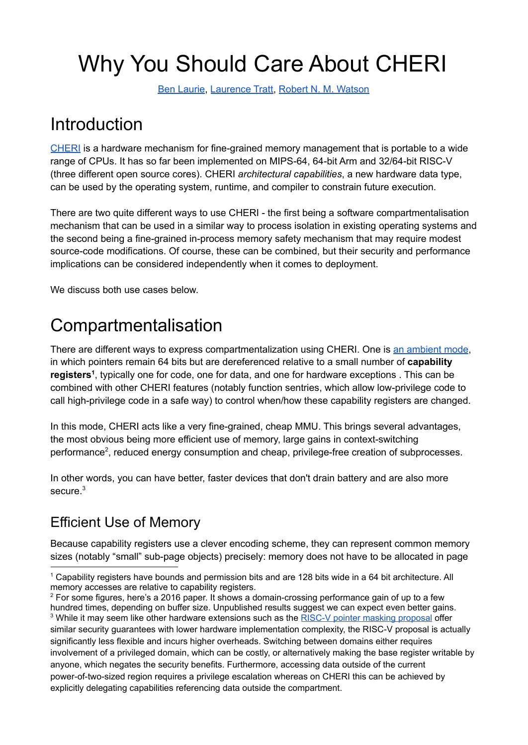# Why You Should Care About CHERI

Ben Laurie, Laurence Tratt, Robert N. M. Watson

# Introduction

CHERI is a hardware mechanism for fine-grained memory management that is portable to a wide range of CPUs. It has so far been implemented on MIPS-64, 64-bit Arm and 32/64-bit RISC-V (three different open source cores). CHERI *architectural capabilities*, a new hardware data type, can be used by the operating system, runtime, and compiler to constrain future execution.

There are two quite different ways to use CHERI - the first being a software compartmentalisation mechanism that can be used in a similar way to process isolation in existing operating systems and the second being a fine-grained in-process memory safety mechanism that may require modest source-code modifications. Of course, these can be combined, but their security and performance implications can be considered independently when it comes to deployment.

We discuss both use cases below.

# Compartmentalisation

There are different ways to express compartmentalization using CHERI. One is an ambient mode, in which pointers remain 64 bits but are dereferenced relative to a small number of **capability registers**[1], typically one for code, one for data, and one for hardware exceptions . This can be combined with other CHERI features (notably function sentries, which allow low-privilege code to call high-privilege code in a safe way) to control when/how these capability registers are changed.

In this mode, CHERI acts like a very fine-grained, cheap MMU. This brings several advantages, the most obvious being more efficient use of memory, large gains in context-switching performance[2], reduced energy consumption and cheap, privilege-free creation of subprocesses.

In other words, you can have better, faster devices that don't drain battery and are also more secure.[3]

## Efficient Use of Memory

Because capability registers use a clever encoding scheme, they can represent common memory sizes (notably "small" sub-page objects) precisely: memory does not have to be allocated in page

---

[1] Capability registers have bounds and permission bits and are 128 bits wide in a 64 bit architecture. All memory accesses are relative to capability registers.

[2] For some figures, here's a 2016 paper. It shows a domain-crossing performance gain of up to a few hundred times, depending on buffer size. Unpublished results suggest we can expect even better gains.

[3] While it may seem like other hardware extensions such as the RISC-V pointer masking proposal offer similar security guarantees with lower hardware implementation complexity, the RISC-V proposal is actually significantly less flexible and incurs higher overheads. Switching between domains either requires involvement of a privileged domain, which can be costly, or alternatively making the base register writable by anyone, which negates the security benefits. Furthermore, accessing data outside of the current power-of-two-sized region requires a privilege escalation whereas on CHERI this can be achieved by explicitly delegating capabilities referencing data outside the compartment.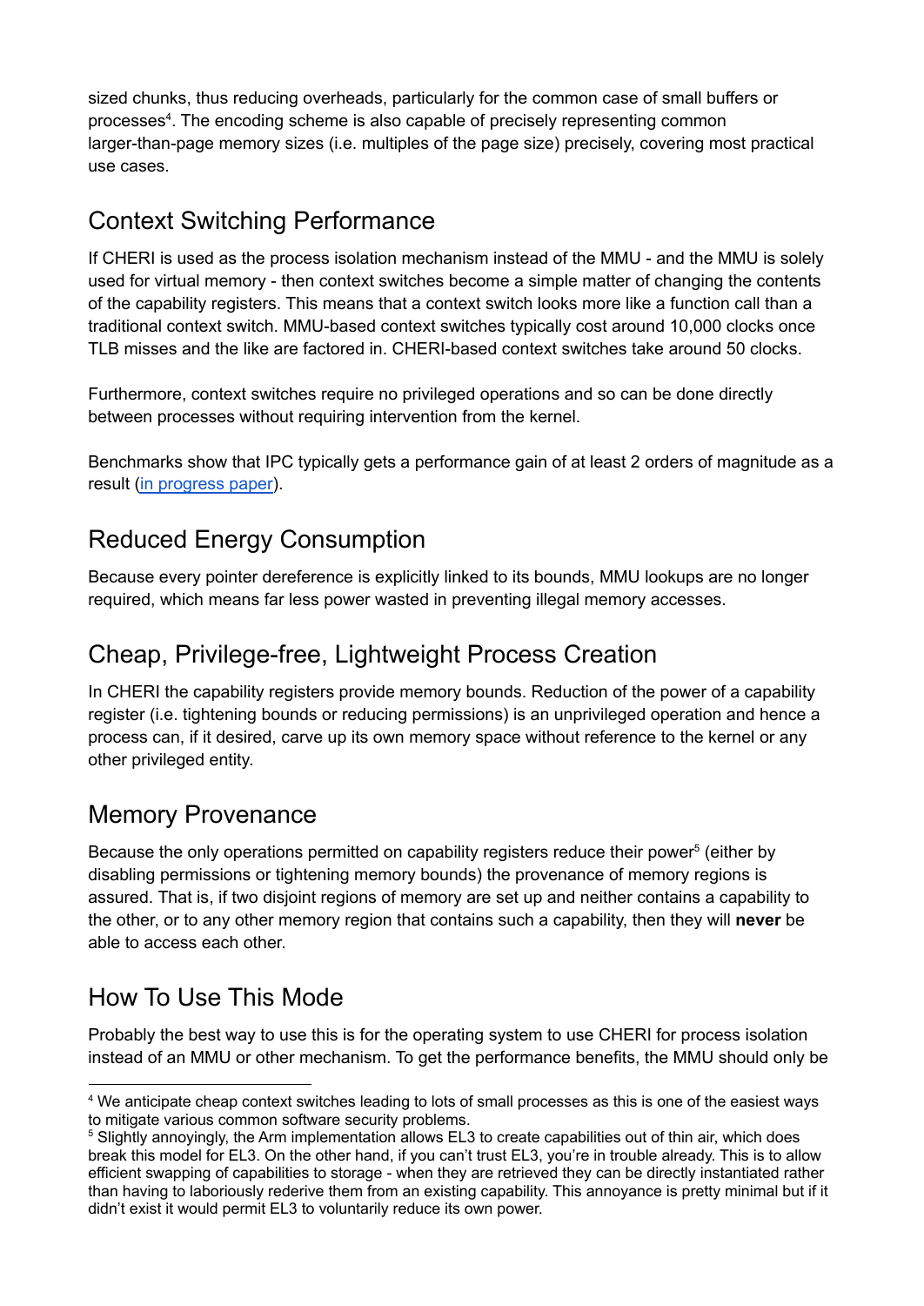sized chunks, thus reducing overheads, particularly for the common case of small buffers or processes[4]. The encoding scheme is also capable of precisely representing common larger-than-page memory sizes (i.e. multiples of the page size) precisely, covering most practical use cases.

## Context Switching Performance

If CHERI is used as the process isolation mechanism instead of the MMU - and the MMU is solely used for virtual memory - then context switches become a simple matter of changing the contents of the capability registers. This means that a context switch looks more like a function call than a traditional context switch. MMU-based context switches typically cost around 10,000 clocks once TLB misses and the like are factored in. CHERI-based context switches take around 50 clocks.

Furthermore, context switches require no privileged operations and so can be done directly between processes without requiring intervention from the kernel.

Benchmarks show that IPC typically gets a performance gain of at least 2 orders of magnitude as a result (in progress paper).

## Reduced Energy Consumption

Because every pointer dereference is explicitly linked to its bounds, MMU lookups are no longer required, which means far less power wasted in preventing illegal memory accesses.

## Cheap, Privilege-free, Lightweight Process Creation

In CHERI the capability registers provide memory bounds. Reduction of the power of a capability register (i.e. tightening bounds or reducing permissions) is an unprivileged operation and hence a process can, if it desired, carve up its own memory space without reference to the kernel or any other privileged entity.

## Memory Provenance

Because the only operations permitted on capability registers reduce their power[5] (either by disabling permissions or tightening memory bounds) the provenance of memory regions is assured. That is, if two disjoint regions of memory are set up and neither contains a capability to the other, or to any other memory region that contains such a capability, then they will **never** be able to access each other.

## How To Use This Mode

Probably the best way to use this is for the operating system to use CHERI for process isolation instead of an MMU or other mechanism. To get the performance benefits, the MMU should only be

---

[4] We anticipate cheap context switches leading to lots of small processes as this is one of the easiest ways to mitigate various common software security problems.

[5] Slightly annoyingly, the Arm implementation allows EL3 to create capabilities out of thin air, which does break this model for EL3. On the other hand, if you can't trust EL3, you're in trouble already. This is to allow efficient swapping of capabilities to storage - when they are retrieved they can be directly instantiated rather than having to laboriously rederive them from an existing capability. This annoyance is pretty minimal but if it didn't exist it would permit EL3 to voluntarily reduce its own power.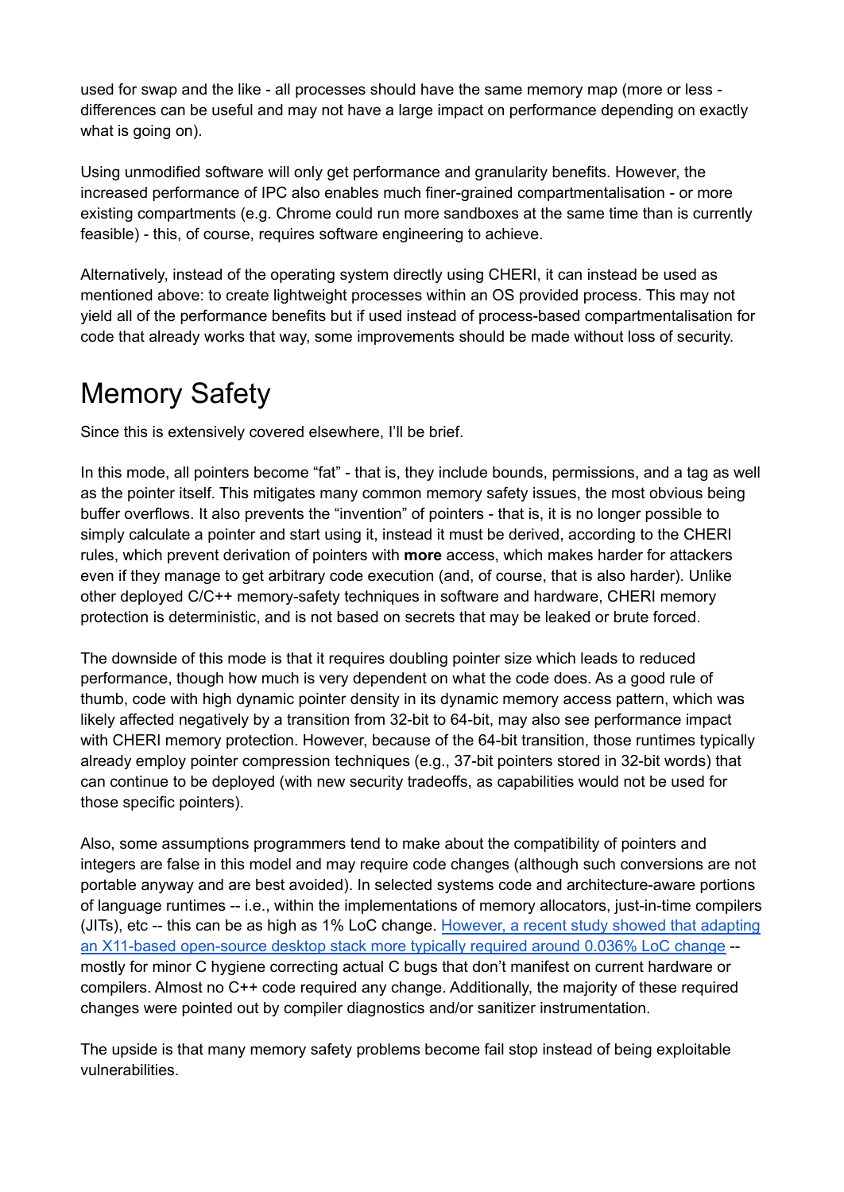used for swap and the like - all processes should have the same memory map (more or less - differences can be useful and may not have a large impact on performance depending on exactly what is going on).

Using unmodified software will only get performance and granularity benefits. However, the increased performance of IPC also enables much finer-grained compartmentalisation - or more existing compartments (e.g. Chrome could run more sandboxes at the same time than is currently feasible) - this, of course, requires software engineering to achieve.

Alternatively, instead of the operating system directly using CHERI, it can instead be used as mentioned above: to create lightweight processes within an OS provided process. This may not yield all of the performance benefits but if used instead of process-based compartmentalisation for code that already works that way, some improvements should be made without loss of security.

# Memory Safety

Since this is extensively covered elsewhere, I'll be brief.

In this mode, all pointers become "fat" - that is, they include bounds, permissions, and a tag as well as the pointer itself. This mitigates many common memory safety issues, the most obvious being buffer overflows. It also prevents the "invention" of pointers - that is, it is no longer possible to simply calculate a pointer and start using it, instead it must be derived, according to the CHERI rules, which prevent derivation of pointers with **more** access, which makes harder for attackers even if they manage to get arbitrary code execution (and, of course, that is also harder). Unlike other deployed C/C++ memory-safety techniques in software and hardware, CHERI memory protection is deterministic, and is not based on secrets that may be leaked or brute forced.

The downside of this mode is that it requires doubling pointer size which leads to reduced performance, though how much is very dependent on what the code does. As a good rule of thumb, code with high dynamic pointer density in its dynamic memory access pattern, which was likely affected negatively by a transition from 32-bit to 64-bit, may also see performance impact with CHERI memory protection. However, because of the 64-bit transition, those runtimes typically already employ pointer compression techniques (e.g., 37-bit pointers stored in 32-bit words) that can continue to be deployed (with new security tradeoffs, as capabilities would not be used for those specific pointers).

Also, some assumptions programmers tend to make about the compatibility of pointers and integers are false in this model and may require code changes (although such conversions are not portable anyway and are best avoided). In selected systems code and architecture-aware portions of language runtimes -- i.e., within the implementations of memory allocators, just-in-time compilers (JITs), etc -- this can be as high as 1% LoC change. However, a recent study showed that adapting an X11-based open-source desktop stack more typically required around 0.036% LoC change -- mostly for minor C hygiene correcting actual C bugs that don't manifest on current hardware or compilers. Almost no C++ code required any change. Additionally, the majority of these required changes were pointed out by compiler diagnostics and/or sanitizer instrumentation.

The upside is that many memory safety problems become fail stop instead of being exploitable vulnerabilities.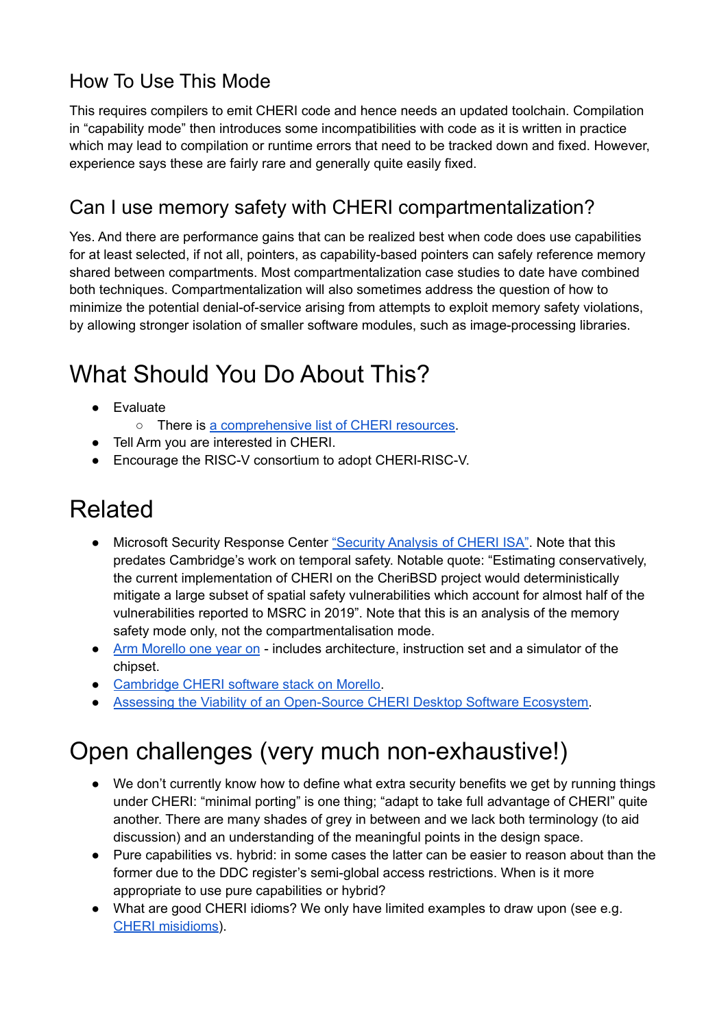## How To Use This Mode

This requires compilers to emit CHERI code and hence needs an updated toolchain. Compilation in "capability mode" then introduces some incompatibilities with code as it is written in practice which may lead to compilation or runtime errors that need to be tracked down and fixed. However, experience says these are fairly rare and generally quite easily fixed.

## Can I use memory safety with CHERI compartmentalization?

Yes. And there are performance gains that can be realized best when code does use capabilities for at least selected, if not all, pointers, as capability-based pointers can safely reference memory shared between compartments. Most compartmentalization case studies to date have combined both techniques. Compartmentalization will also sometimes address the question of how to minimize the potential denial-of-service arising from attempts to exploit memory safety violations, by allowing stronger isolation of smaller software modules, such as image-processing libraries.

# What Should You Do About This?

- Evaluate
  - There is a comprehensive list of CHERI resources.
- Tell Arm you are interested in CHERI.
- Encourage the RISC-V consortium to adopt CHERI-RISC-V.

# Related

- Microsoft Security Response Center "Security Analysis of CHERI ISA". Note that this predates Cambridge's work on temporal safety. Notable quote: "Estimating conservatively, the current implementation of CHERI on the CheriBSD project would deterministically mitigate a large subset of spatial safety vulnerabilities which account for almost half of the vulnerabilities reported to MSRC in 2019". Note that this is an analysis of the memory safety mode only, not the compartmentalisation mode.
- Arm Morello one year on - includes architecture, instruction set and a simulator of the chipset.
- Cambridge CHERI software stack on Morello.
- Assessing the Viability of an Open-Source CHERI Desktop Software Ecosystem.

# Open challenges (very much non-exhaustive!)

- We don't currently know how to define what extra security benefits we get by running things under CHERI: "minimal porting" is one thing; "adapt to take full advantage of CHERI" quite another. There are many shades of grey in between and we lack both terminology (to aid discussion) and an understanding of the meaningful points in the design space.
- Pure capabilities vs. hybrid: in some cases the latter can be easier to reason about than the former due to the DDC register's semi-global access restrictions. When is it more appropriate to use pure capabilities or hybrid?
- What are good CHERI idioms? We only have limited examples to draw upon (see e.g. CHERI misidioms).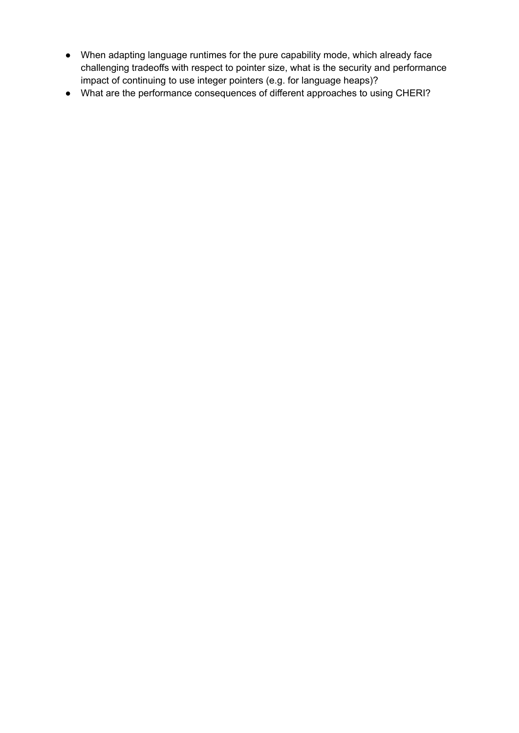- When adapting language runtimes for the pure capability mode, which already face challenging tradeoffs with respect to pointer size, what is the security and performance impact of continuing to use integer pointers (e.g. for language heaps)?
- What are the performance consequences of different approaches to using CHERI?